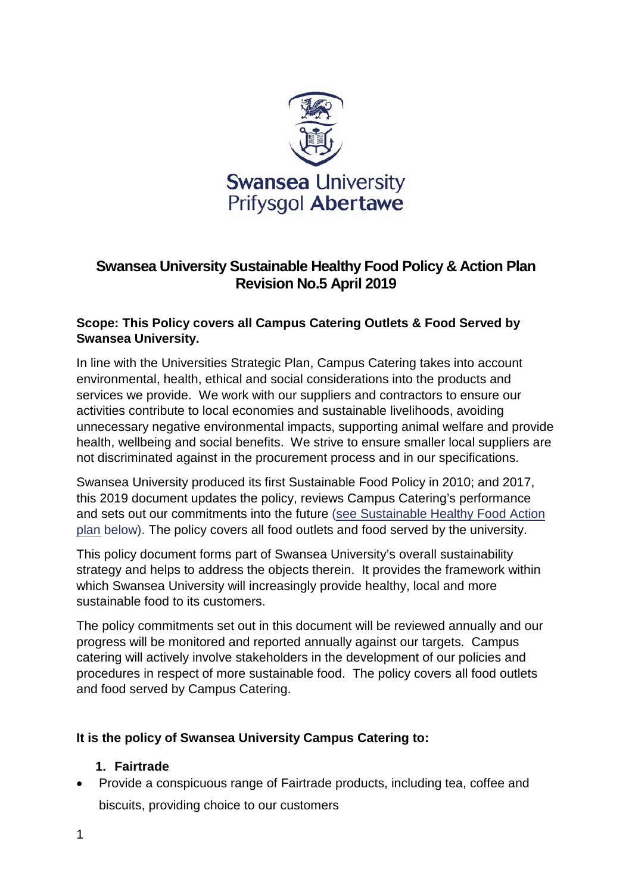# Swansea University Sustainable Healthy Food Policy & Action Plan Revision No.5 April 2019

**Scope: This Policy covers all Campus Catering Outlets & Food Served by Swansea University.**

In line with the Universities Strategic Plan, Campus Catering takes into account environmental, health, ethical and social considerations into the products and services we provide. We work with our suppliers and contractors to ensure our activities contribute to local economies and sustainable livelihoods, avoiding unnecessary negative environmental impacts, supporting animal welfare and provide health, wellbeing and social benefits. We strive to ensure smaller local suppliers are not discriminated against in the procurement process and in our specifications.

Swansea University produced its first Sustainable Food Policy in 2010; and 2017, this 2019 document updates the policy, reviews Campus Catering's performance and sets out our commitments into the future (see Sustainable Healthy Food Action plan below). The policy covers all food outlets and food served by the university.

This policy document forms part of Swansea University's overall sustainability strategy and helps to address the objects therein. It provides the framework within which Swansea University will increasingly provide healthy, local and more sustainable food to its customers.

The policy commitments set out in this document will be reviewed annually and our progress will be monitored and reported annually against our targets. Campus catering will actively involve stakeholders in the development of our policies and procedures in respect of more sustainable food. The policy covers all food outlets and food served by Campus Catering.

**It is the policy of Swansea University Campus Catering to:**

1. **Fairtrade**

- Provide a conspicuous range of Fairtrade products, including tea, coffee and biscuits, providing choice to our customers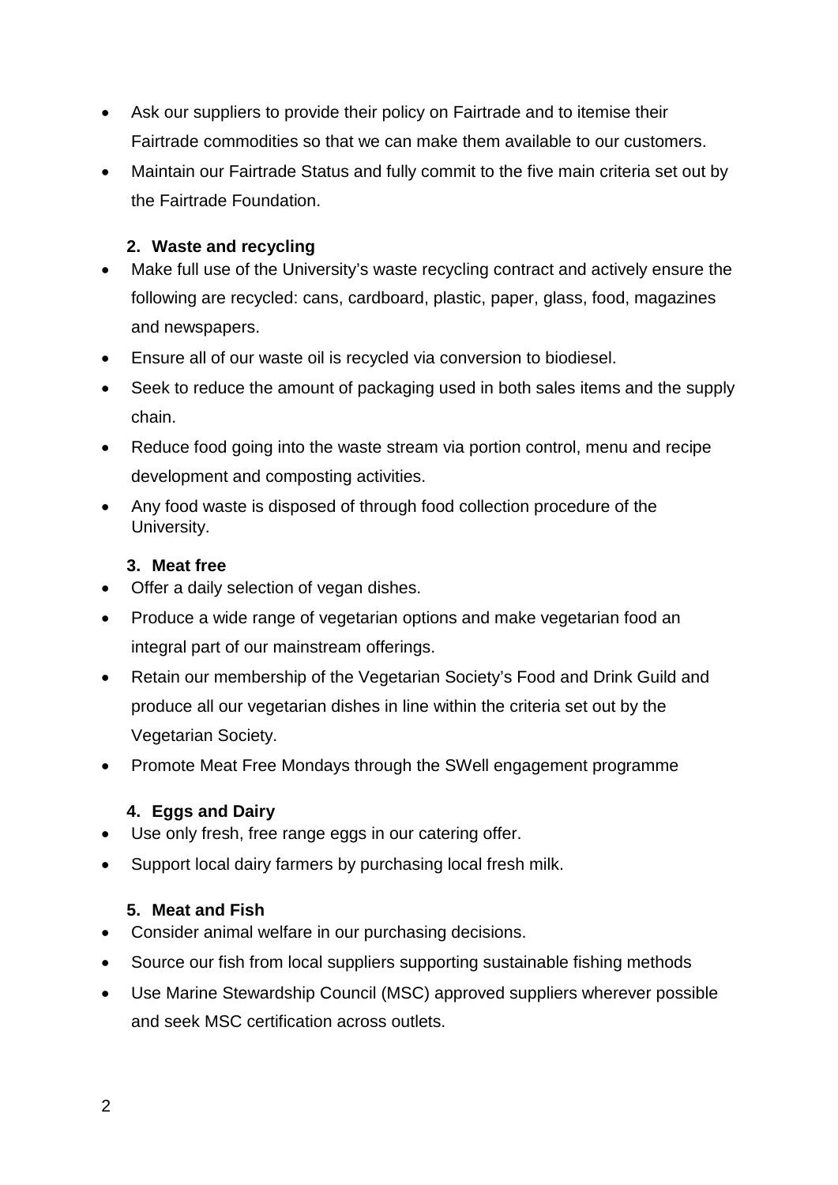- Ask our suppliers to provide their policy on Fairtrade and to itemise their Fairtrade commodities so that we can make them available to our customers.
- Maintain our Fairtrade Status and fully commit to the five main criteria set out by the Fairtrade Foundation.

**2. Waste and recycling**

- Make full use of the University's waste recycling contract and actively ensure the following are recycled: cans, cardboard, plastic, paper, glass, food, magazines and newspapers.
- Ensure all of our waste oil is recycled via conversion to biodiesel.
- Seek to reduce the amount of packaging used in both sales items and the supply chain.
- Reduce food going into the waste stream via portion control, menu and recipe development and composting activities.
- Any food waste is disposed of through food collection procedure of the University.

**3. Meat free**

- Offer a daily selection of vegan dishes.
- Produce a wide range of vegetarian options and make vegetarian food an integral part of our mainstream offerings.
- Retain our membership of the Vegetarian Society's Food and Drink Guild and produce all our vegetarian dishes in line within the criteria set out by the Vegetarian Society.
- Promote Meat Free Mondays through the SWell engagement programme

**4. Eggs and Dairy**

- Use only fresh, free range eggs in our catering offer.
- Support local dairy farmers by purchasing local fresh milk.

**5. Meat and Fish**

- Consider animal welfare in our purchasing decisions.
- Source our fish from local suppliers supporting sustainable fishing methods
- Use Marine Stewardship Council (MSC) approved suppliers wherever possible and seek MSC certification across outlets.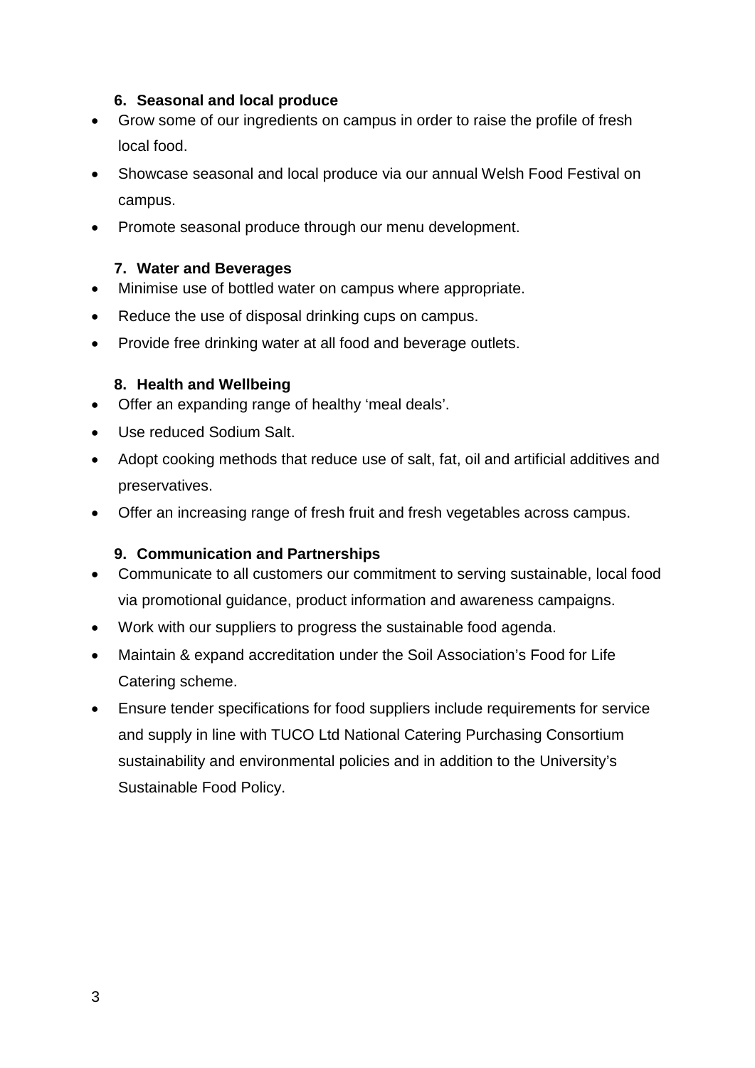### 6. Seasonal and local produce

- Grow some of our ingredients on campus in order to raise the profile of fresh local food.
- Showcase seasonal and local produce via our annual Welsh Food Festival on campus.
- Promote seasonal produce through our menu development.

### 7. Water and Beverages

- Minimise use of bottled water on campus where appropriate.
- Reduce the use of disposal drinking cups on campus.
- Provide free drinking water at all food and beverage outlets.

### 8. Health and Wellbeing

- Offer an expanding range of healthy 'meal deals'.
- Use reduced Sodium Salt.
- Adopt cooking methods that reduce use of salt, fat, oil and artificial additives and preservatives.
- Offer an increasing range of fresh fruit and fresh vegetables across campus.

### 9. Communication and Partnerships

- Communicate to all customers our commitment to serving sustainable, local food via promotional guidance, product information and awareness campaigns.
- Work with our suppliers to progress the sustainable food agenda.
- Maintain & expand accreditation under the Soil Association's Food for Life Catering scheme.
- Ensure tender specifications for food suppliers include requirements for service and supply in line with TUCO Ltd National Catering Purchasing Consortium sustainability and environmental policies and in addition to the University's Sustainable Food Policy.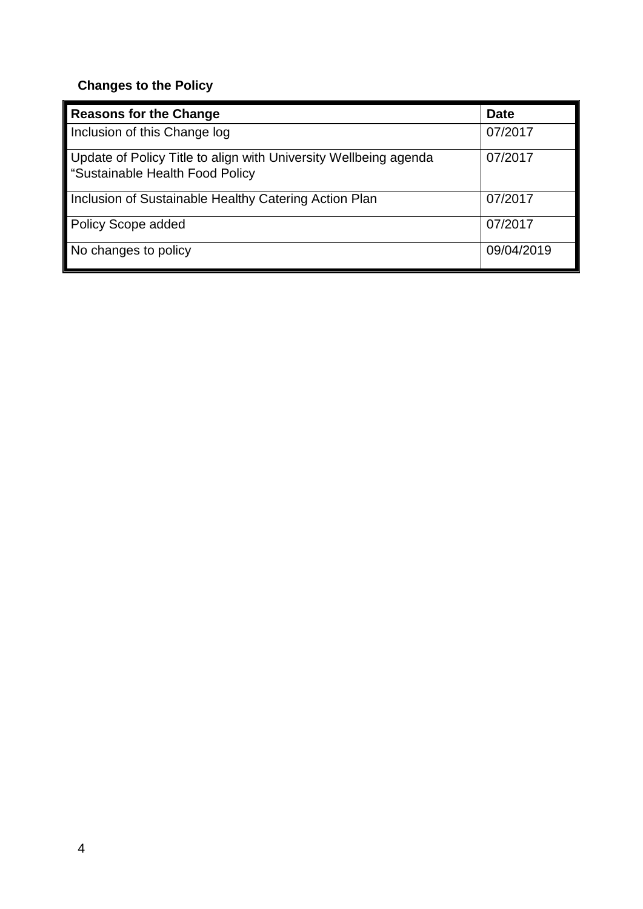**Changes to the Policy**

| Reasons for the Change | Date |
| --- | --- |
| Inclusion of this Change log | 07/2017 |
| Update of Policy Title to align with University Wellbeing agenda “Sustainable Health Food Policy | 07/2017 |
| Inclusion of Sustainable Healthy Catering Action Plan | 07/2017 |
| Policy Scope added | 07/2017 |
| No changes to policy | 09/04/2019 |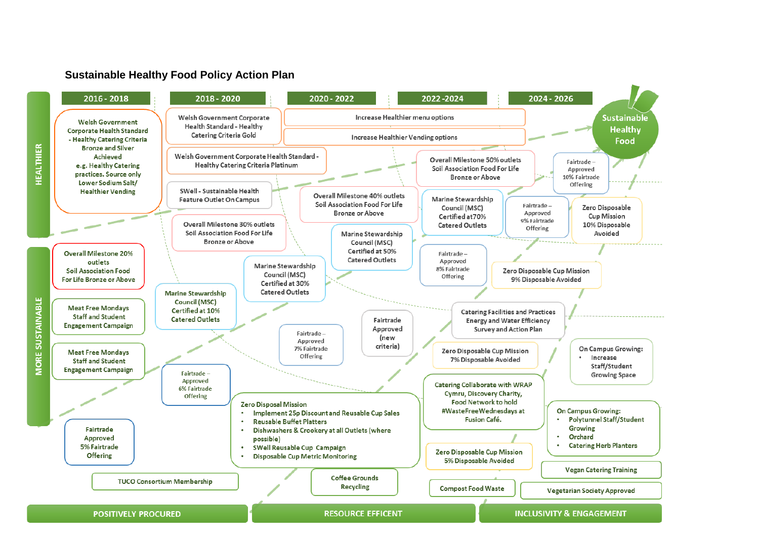## Sustainable Healthy Food Policy Action Plan

2016 - 2018

2018 - 2020

2020 - 2022

2022 -2024

2024 - 2026

Sustainable Healthy Food

HEALTHIER

MORE SUSTAINABLE

Welsh Government Corporate Health Standard - Healthy Catering Criteria Bronze and Silver Achieved e.g. Healthy Catering practices. Source only Lower Sodium Salt/ Healthier Vending

Welsh Government Corporate Health Standard - Healthy Catering Criteria Gold

Welsh Government Corporate Health Standard - Healthy Catering Criteria Platinum

SWell - Sustainable Health Feature Outlet On Campus

Increase Healthier menu options

Increase Healthier Vending options

Overall Milestone 30% outlets Soil Association Food For Life Bronze or Above

Overall Milestone 40% outlets Soil Association Food For Life Bronze or Above

Overall Milestone 50% outlets Soil Association Food For Life Bronze or Above

Fairtrade – Approved 10% Fairtrade Offering

Marine Stewardship Council (MSC) Certified at70% Catered Outlets

Fairtrade – Approved 9% Fairtrade Offering

Zero Disposable Cup Mission 10% Disposable Avoided

Overall Milestone 20% outlets Soil Association Food For Life Bronze or Above

Marine Stewardship Council (MSC) Certified at 50% Catered Outlets

Marine Stewardship Council (MSC) Certified at 30% Catered Outlets

Fairtrade – Approved 8% Fairtrade Offering

Zero Disposable Cup Mission 9% Disposable Avoided

Meat Free Mondays Staff and Student Engagement Campaign

Marine Stewardship Council (MSC) Certified at 10% Catered Outlets

Catering Facilities and Practices Energy and Water Efficiency Survey and Action Plan

Meat Free Mondays Staff and Student Engagement Campaign

Fairtrade – Approved 7% Fairtrade Offering

Fairtrade Approved (new criteria)

Zero Disposable Cup Mission 7% Disposable Avoided

On Campus Growing:
- Increase Staff/Student Growing Space

Fairtrade – Approved 6% Fairtrade Offering

Catering Collaborate with WRAP Cymru, Discovery Charity, Food Network to hold #WasteFreeWednesdays at Fusion Café.

Zero Disposal Mission
- Implement 25p Discount and Reusable Cup Sales
- Reusable Buffet Platters
- Dishwashers & Crookery at all Outlets (where possible)
- SWell Reusable Cup Campaign
- Disposable Cup Metric Monitoring

On Campus Growing:
- Polytunnel Staff/Student Growing
- Orchard
- Catering Herb Planters

Fairtrade Approved 5% Fairtrade Offering

Zero Disposable Cup Mission 5% Disposable Avoided

Vegan Catering Training

TUCO Consortium Membership

Coffee Grounds Recycling

Compost Food Waste

Vegetarian Society Approved

POSITIVELY PROCURED

RESOURCE EFFICENT

INCLUSIVITY & ENGAGEMENT